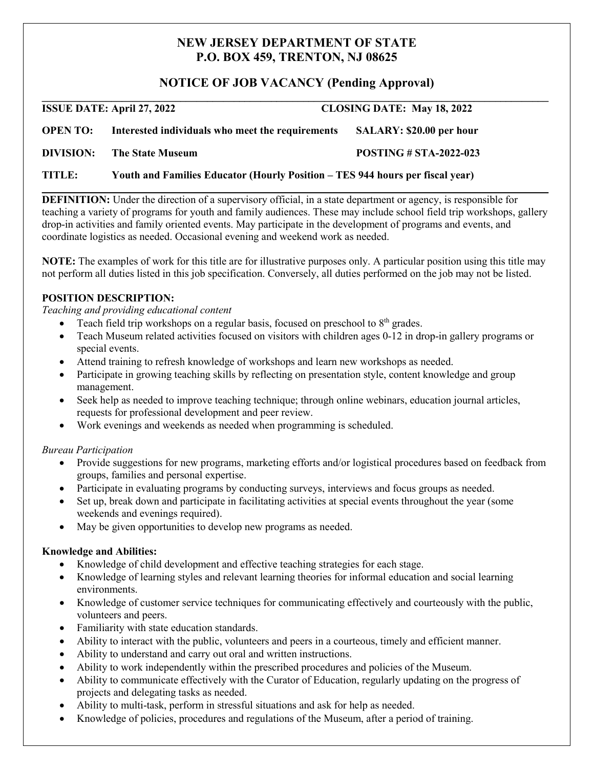# NEW JERSEY DEPARTMENT OF STATE
## P.O. BOX 459, TRENTON, NJ 08625

## NOTICE OF JOB VACANCY (Pending Approval)

**ISSUE DATE: April 27, 2022** **CLOSING DATE: May 18, 2022**

**OPEN TO:** **Interested individuals who meet the requirements** **SALARY: $20.00 per hour**

**DIVISION:** **The State Museum** **POSTING # STA-2022-023**

**TITLE:** **Youth and Families Educator (Hourly Position – TES 944 hours per fiscal year)**

**DEFINITION:** Under the direction of a supervisory official, in a state department or agency, is responsible for teaching a variety of programs for youth and family audiences. These may include school field trip workshops, gallery drop-in activities and family oriented events. May participate in the development of programs and events, and coordinate logistics as needed. Occasional evening and weekend work as needed.

**NOTE:** The examples of work for this title are for illustrative purposes only. A particular position using this title may not perform all duties listed in this job specification. Conversely, all duties performed on the job may not be listed.

**POSITION DESCRIPTION:**

*Teaching and providing educational content*

- Teach field trip workshops on a regular basis, focused on preschool to 8th grades.
- Teach Museum related activities focused on visitors with children ages 0-12 in drop-in gallery programs or special events.
- Attend training to refresh knowledge of workshops and learn new workshops as needed.
- Participate in growing teaching skills by reflecting on presentation style, content knowledge and group management.
- Seek help as needed to improve teaching technique; through online webinars, education journal articles, requests for professional development and peer review.
- Work evenings and weekends as needed when programming is scheduled.

*Bureau Participation*

- Provide suggestions for new programs, marketing efforts and/or logistical procedures based on feedback from groups, families and personal expertise.
- Participate in evaluating programs by conducting surveys, interviews and focus groups as needed.
- Set up, break down and participate in facilitating activities at special events throughout the year (some weekends and evenings required).
- May be given opportunities to develop new programs as needed.

**Knowledge and Abilities:**

- Knowledge of child development and effective teaching strategies for each stage.
- Knowledge of learning styles and relevant learning theories for informal education and social learning environments.
- Knowledge of customer service techniques for communicating effectively and courteously with the public, volunteers and peers.
- Familiarity with state education standards.
- Ability to interact with the public, volunteers and peers in a courteous, timely and efficient manner.
- Ability to understand and carry out oral and written instructions.
- Ability to work independently within the prescribed procedures and policies of the Museum.
- Ability to communicate effectively with the Curator of Education, regularly updating on the progress of projects and delegating tasks as needed.
- Ability to multi-task, perform in stressful situations and ask for help as needed.
- Knowledge of policies, procedures and regulations of the Museum, after a period of training.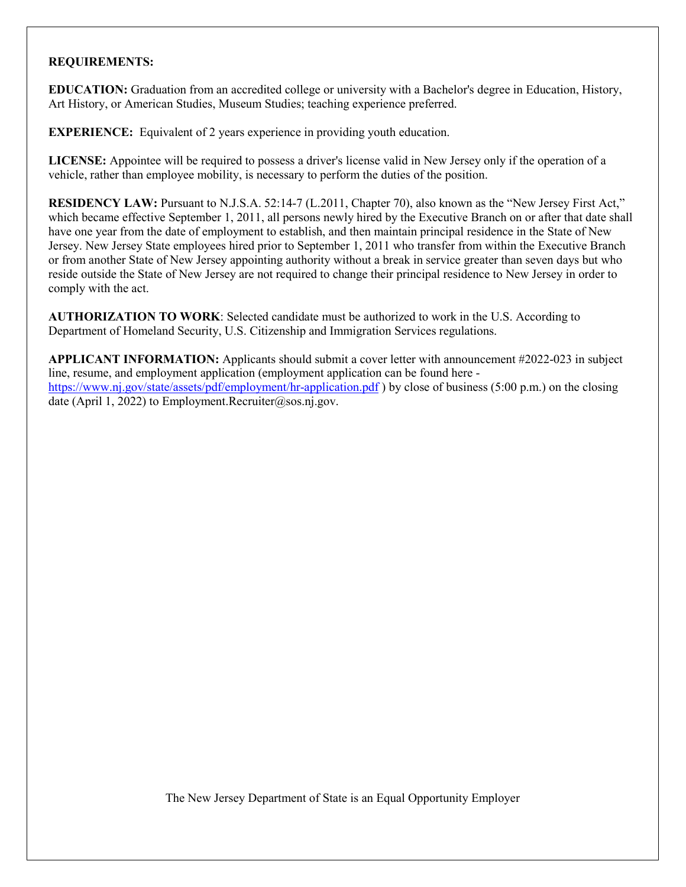**REQUIREMENTS:**

**EDUCATION:** Graduation from an accredited college or university with a Bachelor's degree in Education, History, Art History, or American Studies, Museum Studies; teaching experience preferred.

**EXPERIENCE:** Equivalent of 2 years experience in providing youth education.

**LICENSE:** Appointee will be required to possess a driver's license valid in New Jersey only if the operation of a vehicle, rather than employee mobility, is necessary to perform the duties of the position.

**RESIDENCY LAW:** Pursuant to N.J.S.A. 52:14-7 (L.2011, Chapter 70), also known as the "New Jersey First Act," which became effective September 1, 2011, all persons newly hired by the Executive Branch on or after that date shall have one year from the date of employment to establish, and then maintain principal residence in the State of New Jersey. New Jersey State employees hired prior to September 1, 2011 who transfer from within the Executive Branch or from another State of New Jersey appointing authority without a break in service greater than seven days but who reside outside the State of New Jersey are not required to change their principal residence to New Jersey in order to comply with the act.

**AUTHORIZATION TO WORK**: Selected candidate must be authorized to work in the U.S. According to Department of Homeland Security, U.S. Citizenship and Immigration Services regulations.

**APPLICANT INFORMATION:** Applicants should submit a cover letter with announcement #2022-023 in subject line, resume, and employment application (employment application can be found here - https://www.nj.gov/state/assets/pdf/employment/hr-application.pdf ) by close of business (5:00 p.m.) on the closing date (April 1, 2022) to Employment.Recruiter@sos.nj.gov.

The New Jersey Department of State is an Equal Opportunity Employer